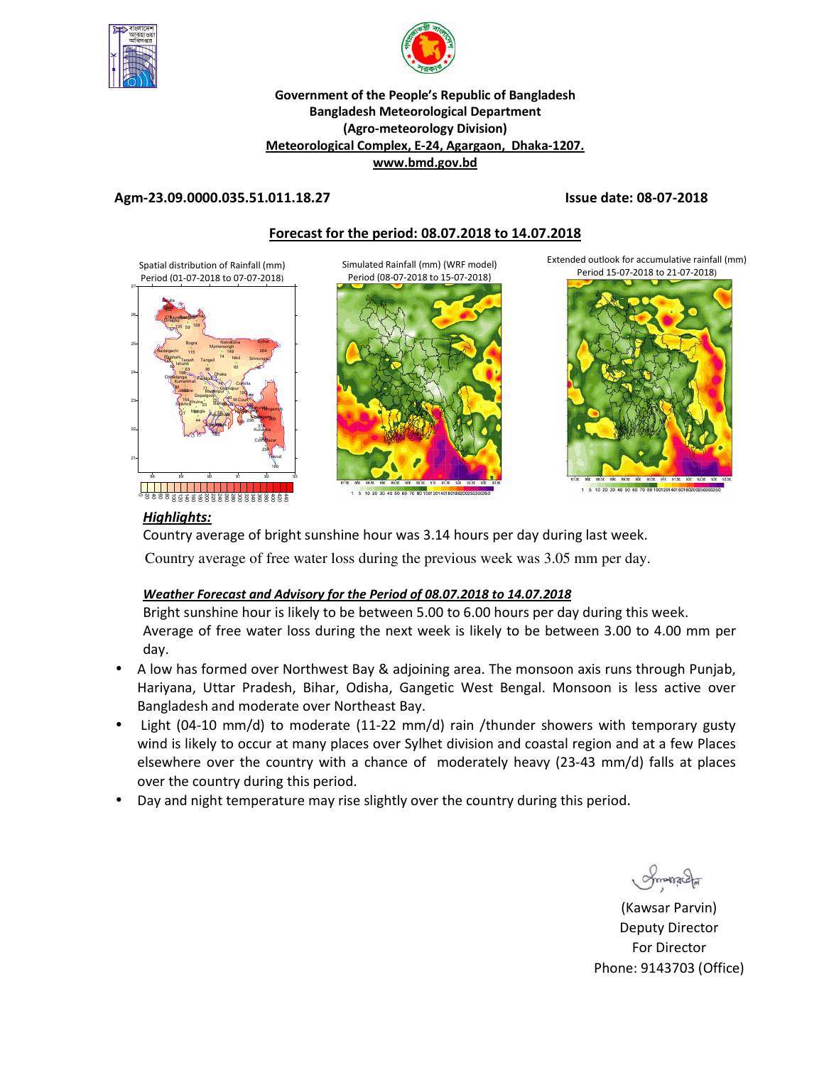**Government of the People's Republic of Bangladesh**
**Bangladesh Meteorological Department**
**(Agro-meteorology Division)**
**Meteorological Complex, E-24, Agargaon, Dhaka-1207.**
**www.bmd.gov.bd**

**Agm-23.09.0000.035.51.011.18.27** **Issue date: 08-07-2018**

## Forecast for the period: 08.07.2018 to 14.07.2018

Spatial distribution of Rainfall (mm) Period (01-07-2018 to 07-07-2018)

Simulated Rainfall (mm) (WRF model) Period (08-07-2018 to 15-07-2018)

Extended outlook for accumulative rainfall (mm) Period 15-07-2018 to 21-07-2018)

### *Highlights:*

Country average of bright sunshine hour was 3.14 hours per day during last week.

Country average of free water loss during the previous week was 3.05 mm per day.

### *Weather Forecast and Advisory for the Period of 08.07.2018 to 14.07.2018*

Bright sunshine hour is likely to be between 5.00 to 6.00 hours per day during this week.
Average of free water loss during the next week is likely to be between 3.00 to 4.00 mm per day.

- A low has formed over Northwest Bay & adjoining area. The monsoon axis runs through Punjab, Hariyana, Uttar Pradesh, Bihar, Odisha, Gangetic West Bengal. Monsoon is less active over Bangladesh and moderate over Northeast Bay.
- Light (04-10 mm/d) to moderate (11-22 mm/d) rain /thunder showers with temporary gusty wind is likely to occur at many places over Sylhet division and coastal region and at a few Places elsewhere over the country with a chance of moderately heavy (23-43 mm/d) falls at places over the country during this period.
- Day and night temperature may rise slightly over the country during this period.

(Kawsar Parvin)
Deputy Director
For Director
Phone: 9143703 (Office)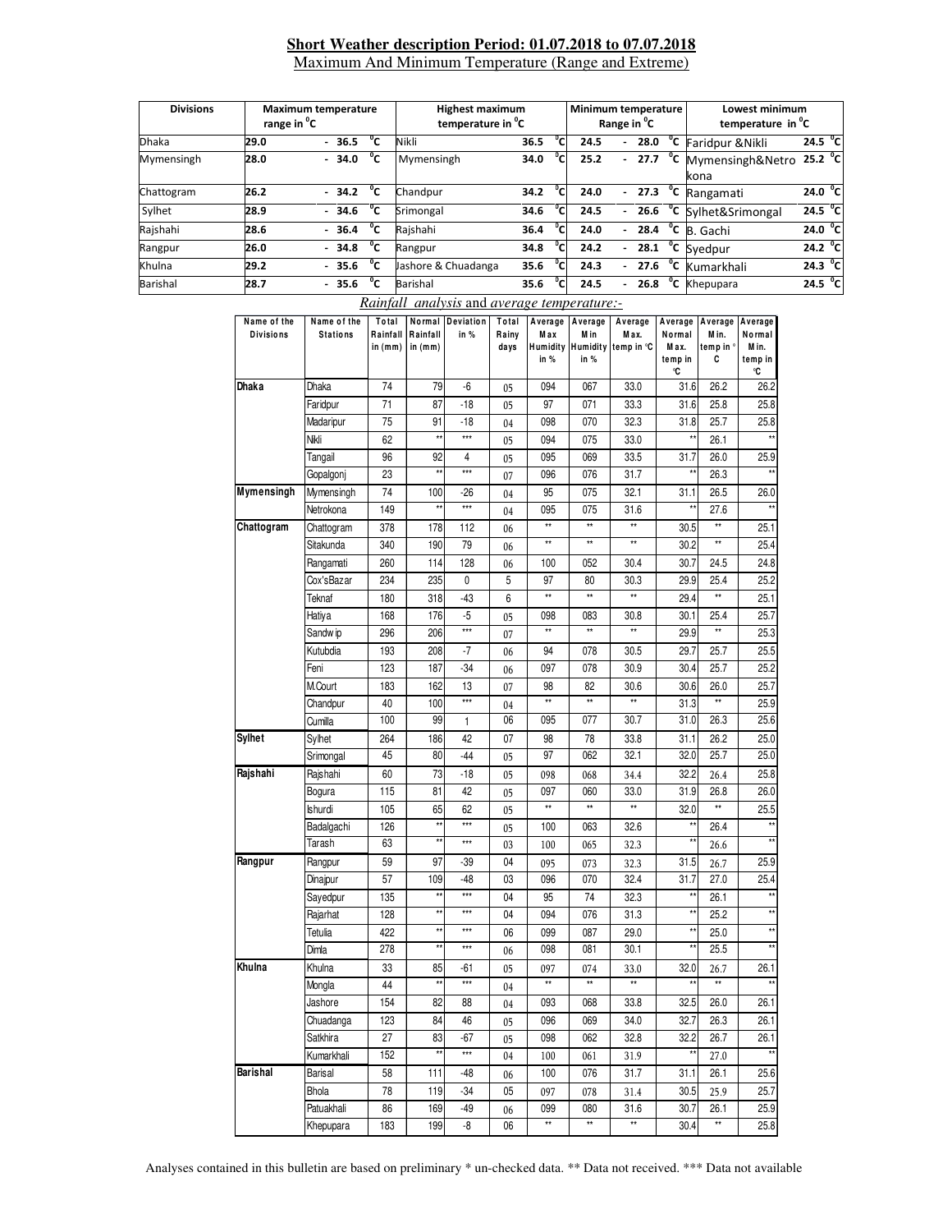## Short Weather description Period: 01.07.2018 to 07.07.2018

Maximum And Minimum Temperature (Range and Extreme)

| Divisions | Maximum temperature range in °C | Highest maximum temperature in °C | | Minimum temperature Range in °C | Lowest minimum temperature in °C | |
|---|---|---|---|---|---|---|
| Dhaka | 29.0 - 36.5 °C | Nikli | 36.5 °C | 24.5 - 28.0 °C | Faridpur &Nikli | 24.5 °C |
| Mymensingh | 28.0 - 34.0 °C | Mymensingh | 34.0 °C | 25.2 - 27.7 °C | Mymensingh&Netrokona | 25.2 °C |
| Chattogram | 26.2 - 34.2 °C | Chandpur | 34.2 °C | 24.0 - 27.3 °C | Rangamati | 24.0 °C |
| Sylhet | 28.9 - 34.6 °C | Srimongal | 34.6 °C | 24.5 - 26.6 °C | Sylhet&Srimongal | 24.5 °C |
| Rajshahi | 28.6 - 36.4 °C | Rajshahi | 36.4 °C | 24.0 - 28.4 °C | B. Gachi | 24.0 °C |
| Rangpur | 26.0 - 34.8 °C | Rangpur | 34.8 °C | 24.2 - 28.1 °C | Syedpur | 24.2 °C |
| Khulna | 29.2 - 35.6 °C | Jashore & Chuadanga | 35.6 °C | 24.3 - 27.6 °C | Kumarkhali | 24.3 °C |
| Barishal | 28.7 - 35.6 °C | Barishal | 35.6 °C | 24.5 - 26.8 °C | Khepupara | 24.5 °C |

*Rainfall analysis* and *average temperature:-*

| Name of the Divisions | Name of the Stations | Total Rainfall in (mm) | Normal Rainfall in (mm) | Deviation in % | Total Rainy days | Average Max Humidity in % | Average Min Humidity in % | Average Max. temp in °C | Average Normal Max. temp in °C | Average Min. temp in °C | Average Normal Min. temp in °C |
|---|---|---|---|---|---|---|---|---|---|---|---|
| **Dhaka** | Dhaka | 74 | 79 | -6 | 05 | 094 | 067 | 33.0 | 31.6 | 26.2 | 26.2 |
| | Faridpur | 71 | 87 | -18 | 05 | 97 | 071 | 33.3 | 31.6 | 25.8 | 25.8 |
| | Madaripur | 75 | 91 | -18 | 04 | 098 | 070 | 32.3 | 31.8 | 25.7 | 25.8 |
| | Nikli | 62 | ** | *** | 05 | 094 | 075 | 33.0 | ** | 26.1 | ** |
| | Tangail | 96 | 92 | 4 | 05 | 095 | 069 | 33.5 | 31.7 | 26.0 | 25.9 |
| | Gopalgonj | 23 | ** | *** | 07 | 096 | 076 | 31.7 | ** | 26.3 | ** |
| **Mymensingh** | Mymensingh | 74 | 100 | -26 | 04 | 95 | 075 | 32.1 | 31.1 | 26.5 | 26.0 |
| | Netrokona | 149 | ** | *** | 04 | 095 | 075 | 31.6 | ** | 27.6 | ** |
| **Chattogram** | Chattogram | 378 | 178 | 112 | 06 | ** | ** | ** | 30.5 | ** | 25.1 |
| | Sitakunda | 340 | 190 | 79 | 06 | ** | ** | ** | 30.2 | ** | 25.4 |
| | Rangamati | 260 | 114 | 128 | 06 | 100 | 052 | 30.4 | 30.7 | 24.5 | 24.8 |
| | Cox'sBazar | 234 | 235 | 0 | 5 | 97 | 80 | 30.3 | 29.9 | 25.4 | 25.2 |
| | Teknaf | 180 | 318 | -43 | 6 | ** | ** | ** | 29.4 | ** | 25.1 |
| | Hatiya | 168 | 176 | -5 | 05 | 098 | 083 | 30.8 | 30.1 | 25.4 | 25.7 |
| | Sandwip | 296 | 206 | *** | 07 | ** | ** | ** | 29.9 | ** | 25.3 |
| | Kutubdia | 193 | 208 | -7 | 06 | 94 | 078 | 30.5 | 29.7 | 25.7 | 25.5 |
| | Feni | 123 | 187 | -34 | 06 | 097 | 078 | 30.9 | 30.4 | 25.7 | 25.2 |
| | M.Court | 183 | 162 | 13 | 07 | 98 | 82 | 30.6 | 30.6 | 26.0 | 25.7 |
| | Chandpur | 40 | 100 | *** | 04 | ** | ** | ** | 31.3 | ** | 25.9 |
| | Cumilla | 100 | 99 | 1 | 06 | 095 | 077 | 30.7 | 31.0 | 26.3 | 25.6 |
| **Sylhet** | Sylhet | 264 | 186 | 42 | 07 | 98 | 78 | 33.8 | 31.1 | 26.2 | 25.0 |
| | Srimongal | 45 | 80 | -44 | 05 | 97 | 062 | 32.1 | 32.0 | 25.7 | 25.0 |
| **Rajshahi** | Rajshahi | 60 | 73 | -18 | 05 | 098 | 068 | 34.4 | 32.2 | 26.4 | 25.8 |
| | Bogura | 115 | 81 | 42 | 05 | 097 | 060 | 33.0 | 31.9 | 26.8 | 26.0 |
| | Ishurdi | 105 | 65 | 62 | 05 | ** | ** | ** | 32.0 | ** | 25.5 |
| | Badalgachi | 126 | ** | *** | 05 | 100 | 063 | 32.6 | ** | 26.4 | ** |
| | Tarash | 63 | ** | *** | 03 | 100 | 065 | 32.3 | ** | 26.6 | ** |
| **Rangpur** | Rangpur | 59 | 97 | -39 | 04 | 095 | 073 | 32.3 | 31.5 | 26.7 | 25.9 |
| | Dinajpur | 57 | 109 | -48 | 03 | 096 | 070 | 32.4 | 31.7 | 27.0 | 25.4 |
| | Sayedpur | 135 | ** | *** | 04 | 95 | 74 | 32.3 | ** | 26.1 | ** |
| | Rajarhat | 128 | ** | *** | 04 | 094 | 076 | 31.3 | ** | 25.2 | ** |
| | Tetulia | 422 | ** | *** | 06 | 099 | 087 | 29.0 | ** | 25.0 | ** |
| | Dimla | 278 | ** | *** | 06 | 098 | 081 | 30.1 | ** | 25.5 | ** |
| **Khulna** | Khulna | 33 | 85 | -61 | 05 | 097 | 074 | 33.0 | 32.0 | 26.7 | 26.1 |
| | Mongla | 44 | ** | *** | 04 | ** | ** | ** | ** | ** | ** |
| | Jashore | 154 | 82 | 88 | 04 | 093 | 068 | 33.8 | 32.5 | 26.0 | 26.1 |
| | Chuadanga | 123 | 84 | 46 | 05 | 096 | 069 | 34.0 | 32.7 | 26.3 | 26.1 |
| | Satkhira | 27 | 83 | -67 | 05 | 098 | 062 | 32.8 | 32.2 | 26.7 | 26.1 |
| | Kumarkhali | 152 | ** | *** | 04 | 100 | 061 | 31.9 | ** | 27.0 | ** |
| **Barishal** | Barisal | 58 | 111 | -48 | 06 | 100 | 076 | 31.7 | 31.1 | 26.1 | 25.6 |
| | Bhola | 78 | 119 | -34 | 05 | 097 | 078 | 31.4 | 30.5 | 25.9 | 25.7 |
| | Patuakhali | 86 | 169 | -49 | 06 | 099 | 080 | 31.6 | 30.7 | 26.1 | 25.9 |
| | Khepupara | 183 | 199 | -8 | 06 | ** | ** | ** | 30.4 | ** | 25.8 |

Analyses contained in this bulletin are based on preliminary * un-checked data. ** Data not received. *** Data not available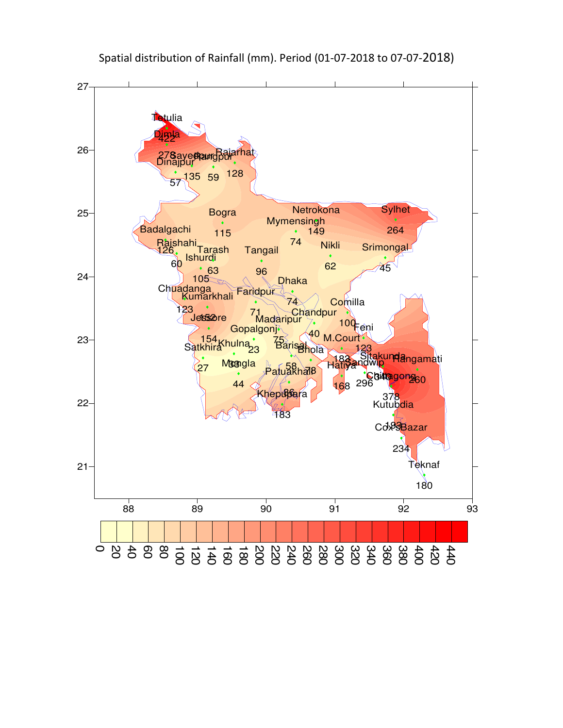Spatial distribution of Rainfall (mm). Period (01-07-2018 to 07-07-2018)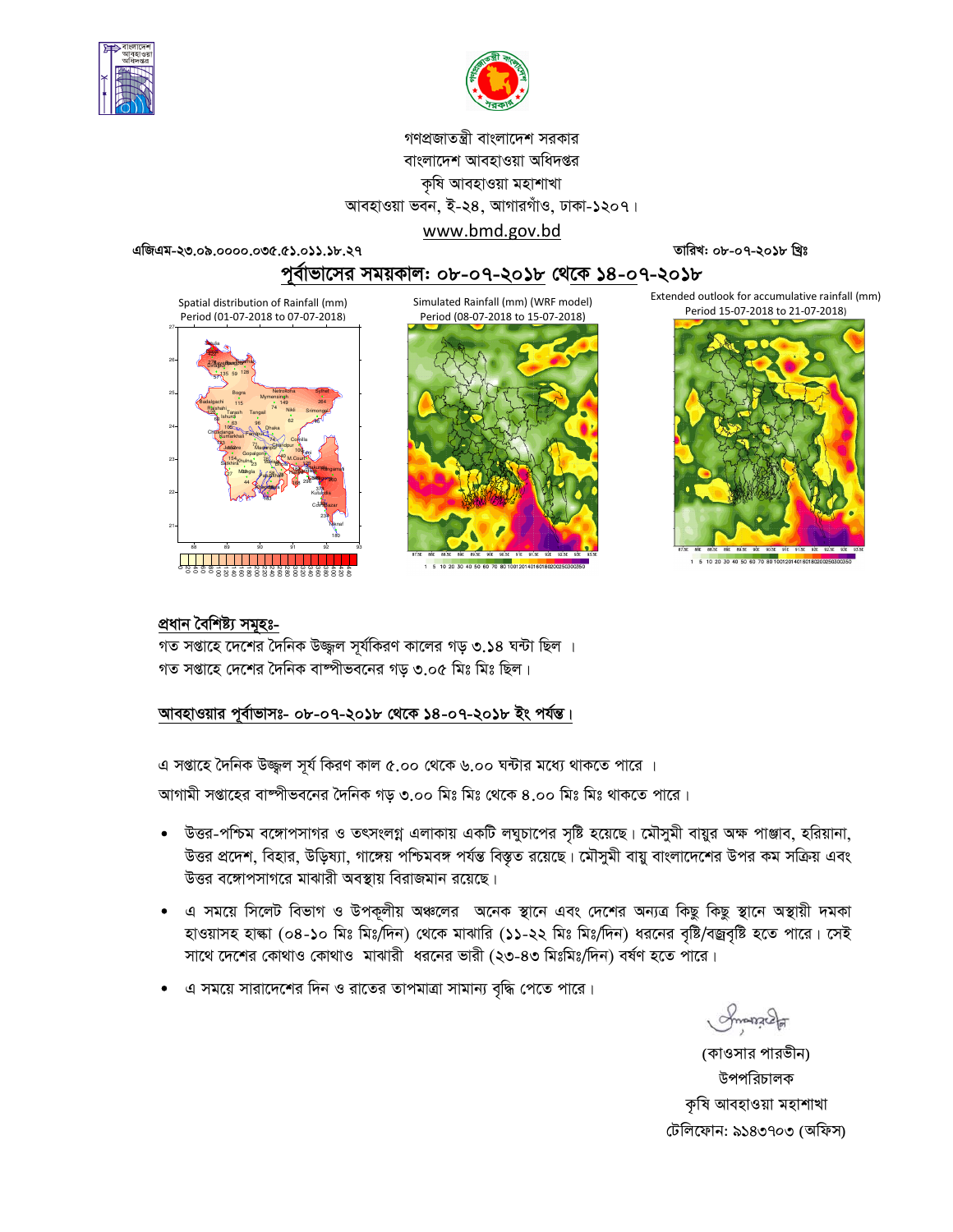গণপ্রজাতন্ত্রী বাংলাদেশ সরকার
বাংলাদেশ আবহাওয়া অধিদপ্তর
কৃষি আবহাওয়া মহাশাখা
আবহাওয়া ভবন, ই-২৪, আগারগাঁও, ঢাকা-১২০৭।
www.bmd.gov.bd

এজিএম-২৩.০৯.০০০০.০৩৫.৫১.০১১.১৮.২৭ তারিখ: ০৮-০৭-২০১৮ খ্রিঃ

## পূর্বাভাসের সময়কাল: ০৮-০৭-২০১৮ থেকে ১৪-০৭-২০১৮

Spatial distribution of Rainfall (mm) Period (01-07-2018 to 07-07-2018)

Simulated Rainfall (mm) (WRF model) Period (08-07-2018 to 15-07-2018)

Extended outlook for accumulative rainfall (mm) Period 15-07-2018 to 21-07-2018)

**প্রধান বৈশিষ্ট্য সমূহঃ-**

গত সপ্তাহে দেশের দৈনিক উজ্জ্বল সূর্যকিরণ কালের গড় ৩.১৪ ঘন্টা ছিল ।

গত সপ্তাহে দেশের দৈনিক বাষ্পীভবনের গড় ৩.০৫ মিঃ মিঃ ছিল।

**আবহাওয়ার পূর্বাভাসঃ- ০৮-০৭-২০১৮ থেকে ১৪-০৭-২০১৮ ইং পর্যন্ত।**

এ সপ্তাহে দৈনিক উজ্জ্বল সূর্য কিরণ কাল ৫.০০ থেকে ৬.০০ ঘন্টার মধ্যে থাকতে পারে ।

আগামী সপ্তাহের বাষ্পীভবনের দৈনিক গড় ৩.০০ মিঃ মিঃ থেকে ৪.০০ মিঃ মিঃ থাকতে পারে।

- উত্তর-পশ্চিম বঙ্গোপসাগর ও তৎসংলগ্ন এলাকায় একটি লঘুচাপের সৃষ্টি হয়েছে। মৌসুমী বায়ুর অক্ষ পাঞ্জাব, হরিয়ানা, উত্তর প্রদেশ, বিহার, উড়িষ্যা, গাঙ্গেয় পশ্চিমবঙ্গ পর্যন্ত বিস্তৃত রয়েছে। মৌসুমী বায়ু বাংলাদেশের উপর কম সক্রিয় এবং উত্তর বঙ্গোপসাগরে মাঝারী অবস্থায় বিরাজমান রয়েছে।
- এ সময়ে সিলেট বিভাগ ও উপকূলীয় অঞ্চলের অনেক স্থানে এবং দেশের অন্যত্র কিছু কিছু স্থানে অস্থায়ী দমকা হাওয়াসহ হাল্কা (০৪-১০ মিঃ মিঃ/দিন) থেকে মাঝারি (১১-২২ মিঃ মিঃ/দিন) ধরনের বৃষ্টি/বজ্রবৃষ্টি হতে পারে। সেই সাথে দেশের কোথাও কোথাও মাঝারী ধরনের ভারী (২৩-৪৩ মিঃমিঃ/দিন) বর্ষণ হতে পারে।
- এ সময়ে সারাদেশের দিন ও রাতের তাপমাত্রা সামান্য বৃদ্ধি পেতে পারে।

(কাওসার পারভীন)
উপপরিচালক
কৃষি আবহাওয়া মহাশাখা
টেলিফোন: ৯১৪৩৭০৩ (অফিস)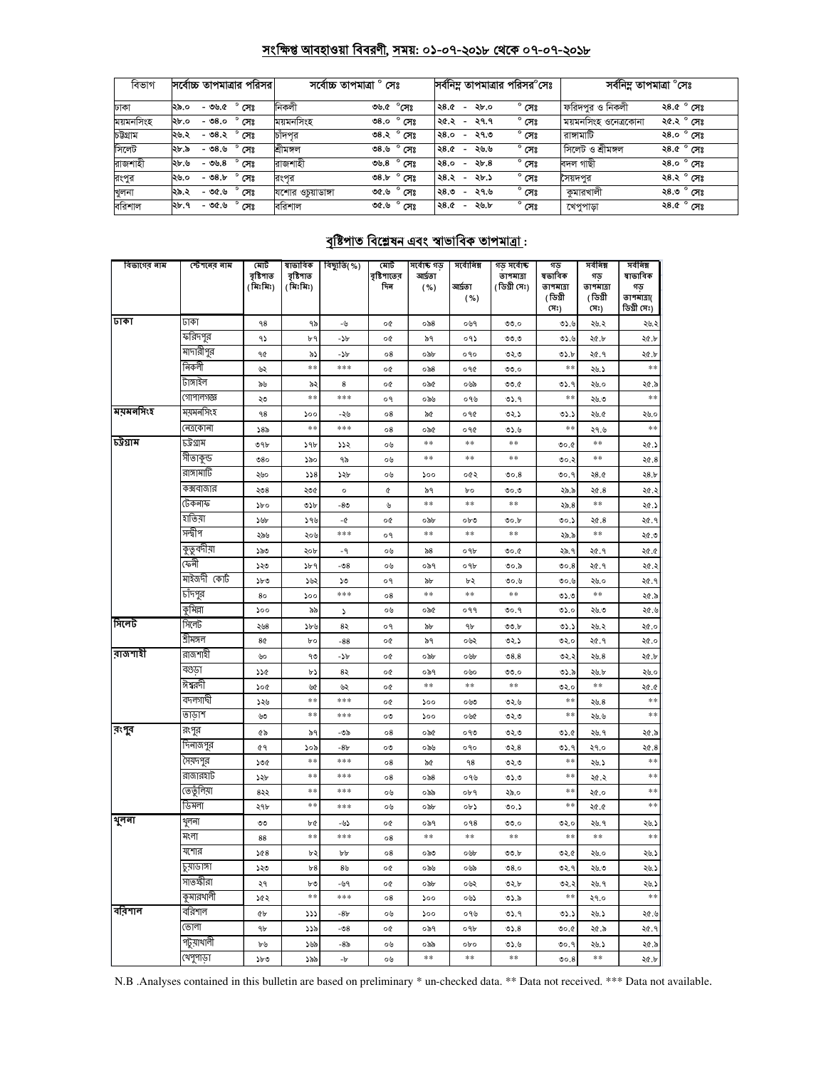## সংক্ষিপ্ত আবহাওয়া বিবরণী, সময়: ০১-০৭-২০১৮ থেকে ০৭-০৭-২০১৮

| বিভাগ | সর্বোচ্চ তাপমাত্রার পরিসর | সর্বোচ্চ তাপমাত্রা ° সেঃ | | সর্বনিম্ন তাপমাত্রার পরিসর° সেঃ | সর্বনিম্ন তাপমাত্রা °সেঃ | |
|---|---|---|---|---|---|---|
| ঢাকা | ২৯.০ - ৩৬.৫ ° সেঃ | নিকলী | ৩৬.৫ °সেঃ | ২৪.৫ - ২৮.০ ° সেঃ | ফরিদপুর ও নিকলী | ২৪.৫ ° সেঃ |
| ময়মনসিংহ | ২৮.০ - ৩৪.০ ° সেঃ | ময়মনসিংহ | ৩৪.০ ° সেঃ | ২৫.২ - ২৭.৭ ° সেঃ | ময়মনসিংহ ওনেত্রকোনা | ২৫.২ ° সেঃ |
| চট্টগ্রাম | ২৬.২ - ৩৪.২ ° সেঃ | চাঁদপুর | ৩৪.২ ° সেঃ | ২৪.০ - ২৭.৩ ° সেঃ | রাঙ্গামাটি | ২৪.০ ° সেঃ |
| সিলেট | ২৮.৯ - ৩৪.৬ ° সেঃ | শ্রীমঙ্গল | ৩৪.৬ ° সেঃ | ২৪.৫ - ২৬.৬ ° সেঃ | সিলেট ও শ্রীমঙ্গল | ২৪.৫ ° সেঃ |
| রাজশাহী | ২৮.৬ - ৩৬.৪ ° সেঃ | রাজশাহী | ৩৬.৪ ° সেঃ | ২৪.০ - ২৮.৪ ° সেঃ | বদল গাছী | ২৪.০ ° সেঃ |
| রংপুর | ২৬.০ - ৩৪.৮ ° সেঃ | রংপুর | ৩৪.৮ ° সেঃ | ২৪.২ - ২৮.১ ° সেঃ | সৈয়দপুর | ২৪.২ ° সেঃ |
| খুলনা | ২৯.২ - ৩৫.৬ ° সেঃ | যশোর ওচুয়াডাঙ্গা | ৩৫.৬ ° সেঃ | ২৪.৩ - ২৭.৬ ° সেঃ | কুমারখালী | ২৪.৩ ° সেঃ |
| বরিশাল | ২৮.৭ - ৩৫.৬ ° সেঃ | বরিশাল | ৩৫.৬ ° সেঃ | ২৪.৫ - ২৬.৮ ° সেঃ | খেপুপাড়া | ২৪.৫ ° সেঃ |

## বৃষ্টিপাত বিশ্লেষন এবং স্বাভাবিক তাপমাত্রা :

| বিভাগের নাম | স্টেশনের নাম | মোট বৃষ্টিপাত (মিঃমিঃ) | স্বাভাবিক বৃষ্টিপাত (মিঃমিঃ) | বিচ্যুতি(%) | মোট বৃষ্টিপাতের দিন | সর্বোচ্চ গড় আর্দ্রতা (%) | সর্বোনিম্ন আর্দ্রতা (%) | গড় সর্বোচ্চ তাপমাত্রা (ডিগ্রী সেঃ) | গড় স্বাভাবিক তাপমাত্রা (ডিগ্রী সেঃ) | সর্বনিম্ন গড় তাপমাত্রা (ডিগ্রী সেঃ) | সর্বনিম্ন স্বাভাবিক গড় তাপমাত্রা( ডিগ্রী সেঃ) |
|---|---|---|---|---|---|---|---|---|---|---|---|
| ঢাকা | ঢাকা | ৭৪ | ৭৯ | -৬ | ০৫ | ০৯৪ | ০৬৭ | ৩৩.০ | ৩১.৬ | ২৬.২ | ২৬.২ |
| | ফরিদপুর | ৭১ | ৮৭ | -১৮ | ০৫ | ৯৭ | ০৭১ | ৩৩.৩ | ৩১.৬ | ২৫.৮ | ২৫.৮ |
| | মাদারীপুর | ৭৫ | ৯১ | -১৮ | ০৪ | ০৯৮ | ০৭০ | ৩২.৩ | ৩১.৮ | ২৫.৭ | ২৫.৮ |
| | নিকলী | ৬২ | ** | *** | ০৫ | ০৯৪ | ০৭৫ | ৩৩.০ | ** | ২৬.১ | ** |
| | টাঙ্গাইল | ৯৬ | ৯২ | ৪ | ০৫ | ০৯৫ | ০৬৯ | ৩৩.৫ | ৩১.৭ | ২৬.০ | ২৫.৯ |
| | গোপালগঞ্জ | ২৩ | ** | *** | ০৭ | ০৯৬ | ০৭৬ | ৩১.৭ | ** | ২৬.৩ | ** |
| ময়মনসিংহ | ময়মনসিংহ | ৭৪ | ১০০ | -২৬ | ০৪ | ৯৫ | ০৭৫ | ৩২.১ | ৩১.১ | ২৬.৫ | ২৬.০ |
| | নেত্রকোনা | ১৪৯ | ** | *** | ০৪ | ০৯৫ | ০৭৫ | ৩১.৬ | ** | ২৭.৬ | ** |
| চট্টগ্রাম | চট্টগ্রাম | ৩৭৮ | ১৭৮ | ১১২ | ০৬ | ** | ** | ** | ৩০.৫ | ** | ২৫.১ |
| | সীতাকুন্ড | ৩৪০ | ১৯০ | ৭৯ | ০৬ | ** | ** | ** | ৩০.২ | ** | ২৫.৪ |
| | রাঙ্গামাটি | ২৬০ | ১১৪ | ১২৮ | ০৬ | ১০০ | ০৫২ | ৩০.৪ | ৩০.৭ | ২৪.৫ | ২৪.৮ |
| | কক্সবাজার | ২৩৪ | ২৩৫ | ০ | ৫ | ৯৭ | ৮০ | ৩০.৩ | ২৯.৯ | ২৫.৪ | ২৫.২ |
| | টেকনাফ | ১৮০ | ৩১৮ | -৪৩ | ৬ | ** | ** | ** | ২৯.৪ | ** | ২৫.১ |
| | হাতিয়া | ১৬৮ | ১৭৬ | -৫ | ০৫ | ০৯৮ | ০৮৩ | ৩০.৮ | ৩০.১ | ২৫.৪ | ২৫.৭ |
| | সন্দ্বীপ | ২৯৬ | ২০৬ | *** | ০৭ | ** | ** | ** | ২৯.৯ | ** | ২৫.৩ |
| | কুতুবদীয়া | ১৯৩ | ২০৮ | -৭ | ০৬ | ৯৪ | ০৭৮ | ৩০.৫ | ২৯.৭ | ২৫.৭ | ২৫.৫ |
| | ফেনী | ১২৩ | ১৮৭ | -৩৪ | ০৬ | ০৯৭ | ০৭৮ | ৩০.৯ | ৩০.৪ | ২৫.৭ | ২৫.২ |
| | মাইজদী কোর্ট | ১৮৩ | ১৬২ | ১৩ | ০৭ | ৯৮ | ৮২ | ৩০.৬ | ৩০.৬ | ২৬.০ | ২৫.৭ |
| | চাঁদপুর | ৪০ | ১০০ | *** | ০৪ | ** | ** | ** | ৩১.৩ | ** | ২৫.৯ |
| | কুমিল্লা | ১০০ | ৯৯ | ১ | ০৬ | ০৯৫ | ০৭৭ | ৩০.৭ | ৩১.০ | ২৬.৩ | ২৫.৬ |
| সিলেট | সিলেট | ২৬৪ | ১৮৬ | ৪২ | ০৭ | ৯৮ | ৭৮ | ৩৩.৮ | ৩১.১ | ২৬.২ | ২৫.০ |
| | শ্রীমঙ্গল | ৪৫ | ৮০ | -৪৪ | ০৫ | ৯৭ | ০৬২ | ৩২.১ | ৩২.০ | ২৫.৭ | ২৫.০ |
| রাজশাহী | রাজশাহী | ৬০ | ৭৩ | -১৮ | ০৫ | ০৯৮ | ০৬৮ | ৩৪.৪ | ৩২.২ | ২৬.৪ | ২৫.৮ |
| | বগুড়া | ১১৫ | ৮১ | ৪২ | ০৫ | ০৯৭ | ০৬০ | ৩৩.০ | ৩১.৯ | ২৬.৮ | ২৬.০ |
| | ঈশ্বরদী | ১০৫ | ৬৫ | ৬২ | ০৫ | ** | ** | ** | ৩২.০ | ** | ২৫.৫ |
| | বদলগাছী | ১২৬ | ** | *** | ০৫ | ১০০ | ০৬৩ | ৩২.৬ | ** | ২৬.৪ | ** |
| | তাড়াশ | ৬৩ | ** | *** | ০৩ | ১০০ | ০৬৫ | ৩২.৩ | ** | ২৬.৬ | ** |
| রংপুর | রংপুর | ৫৯ | ৯৭ | -৩৯ | ০৪ | ০৯৫ | ০৭৩ | ৩২.৩ | ৩১.৫ | ২৬.৭ | ২৫.৯ |
| | দিনাজপুর | ৫৭ | ১০৯ | -৪৮ | ০৩ | ০৯৬ | ০৭০ | ৩২.৪ | ৩১.৭ | ২৭.০ | ২৫.৪ |
| | সৈয়দপুর | ১৩৫ | ** | *** | ০৪ | ৯৫ | ৭৪ | ৩২.৩ | ** | ২৬.১ | ** |
| | রাজারহাট | ১২৮ | ** | *** | ০৪ | ০৯৪ | ০৭৬ | ৩১.৩ | ** | ২৫.২ | ** |
| | তেতুঁলিয়া | ৪২২ | ** | *** | ০৬ | ০৯৯ | ০৮৭ | ২৯.০ | ** | ২৫.০ | ** |
| | ডিমলা | ২৭৮ | ** | *** | ০৬ | ০৯৮ | ০৮১ | ৩০.১ | ** | ২৫.৫ | ** |
| খুলনা | খুলনা | ৩৩ | ৮৫ | -৬১ | ০৫ | ০৯৭ | ০৭৪ | ৩৩.০ | ৩২.০ | ২৬.৭ | ২৬.১ |
| | মংলা | ৪৪ | ** | *** | ০৪ | ** | ** | ** | ** | ** | ** |
| | যশোর | ১৫৪ | ৮২ | ৮৮ | ০৪ | ০৯৩ | ০৬৮ | ৩৩.৮ | ৩২.৫ | ২৬.০ | ২৬.১ |
| | চুয়াডাঙ্গা | ১২৩ | ৮৪ | ৪৬ | ০৫ | ০৯৬ | ০৬৯ | ৩৪.০ | ৩২.৭ | ২৬.৩ | ২৬.১ |
| | সাতক্ষীরা | ২৭ | ৮৩ | -৬৭ | ০৫ | ০৯৮ | ০৬২ | ৩২.৮ | ৩২.২ | ২৬.৭ | ২৬.১ |
| | কুমারখালী | ১৫২ | ** | *** | ০৪ | ১০০ | ০৬১ | ৩১.৯ | ** | ২৭.০ | ** |
| বরিশাল | বরিশাল | ৫৮ | ১১১ | -৪৮ | ০৬ | ১০০ | ০৭৬ | ৩১.৭ | ৩১.১ | ২৬.১ | ২৫.৬ |
| | ভোলা | ৭৮ | ১১৯ | -৩৪ | ০৫ | ০৯৭ | ০৭৮ | ৩১.৪ | ৩০.৫ | ২৫.৯ | ২৫.৭ |
| | পটুয়াখালী | ৮৬ | ১৬৯ | -৪৯ | ০৬ | ০৯৯ | ০৮০ | ৩১.৬ | ৩০.৭ | ২৬.১ | ২৫.৯ |
| | খেপুপাড়া | ১৮৩ | ১৯৯ | -৮ | ০৬ | ** | ** | ** | ৩০.৪ | ** | ২৫.৮ |

N.B .Analyses contained in this bulletin are based on preliminary * un-checked data. ** Data not received. *** Data not available.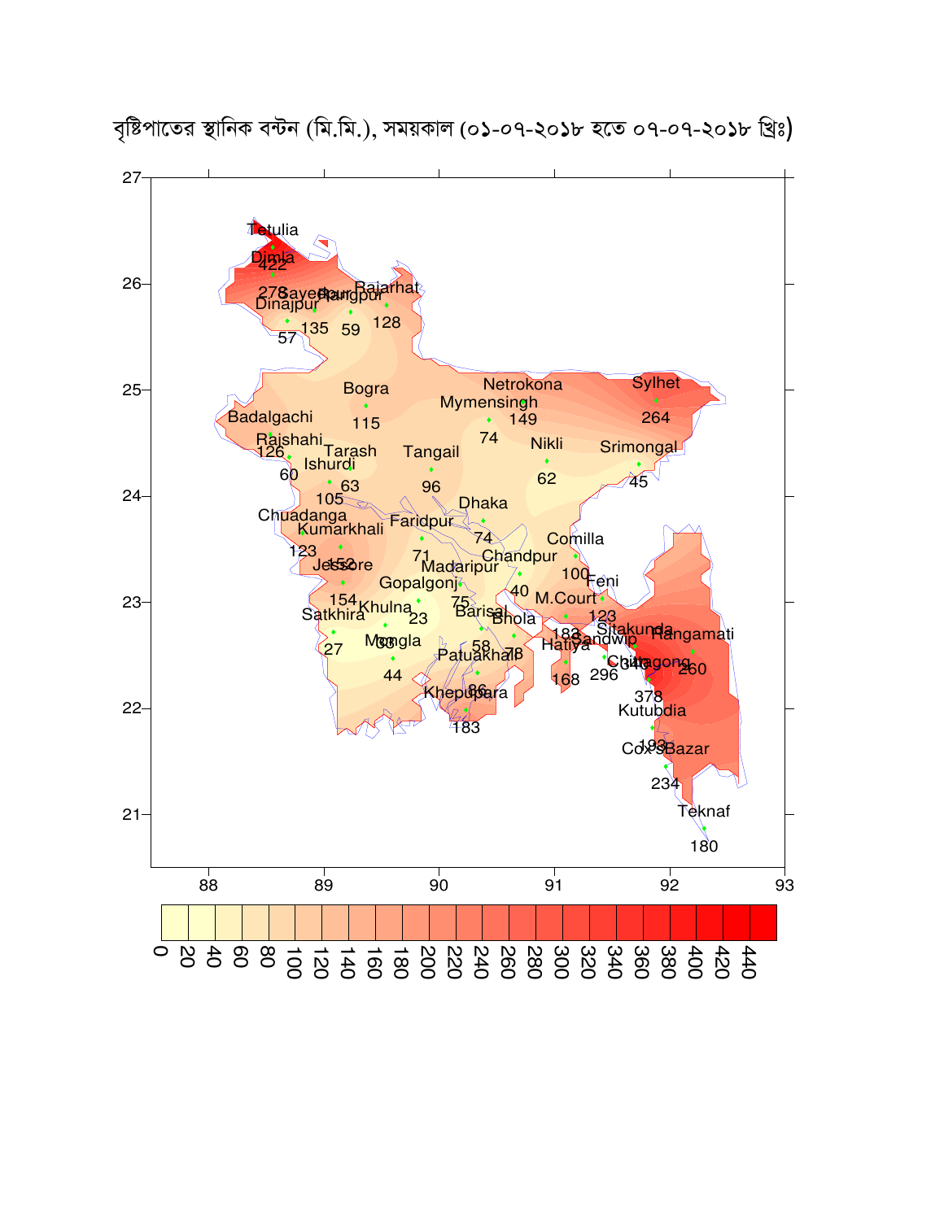বৃষ্টিপাতের স্থানিক বন্টন (মি.মি.), সময়কাল (০১-০৭-২০১৮ হতে ০৭-০৭-২০১৮ খ্রিঃ)

27
26
25
24
23
22
21

88
89
90
91
92
93

Tetulia
Dimla
422
278
Sayedpur
Rangpur
Rajarhat
Dinajpur
135
59
128
57
Bogra
115
Netrokona
Sylhet
Mymensingh
149
264
Badalgachi
74
Nikli
Srimongal
Rajshahi
Tarash
Tangail
126
Ishurdi
62
45
60
63
96
105
Dhaka
Chuadanga
Faridpur
Kumarkhali
74
Comilla
123
71
Chandpur
Jessore
152
Madaripur
100
Feni
Gopalgonj
40
154
75
M.Court
Khulna
23
123
Satkhira
Barisal
Bhola
183
Sitakunda
Mongla
Rangamati
27
60
58
78
Hatiya
Sandwip
Patuakhali
Chittagong
340
260
44
296
86
168
Khepupara
378
183
Kutubdia
193
Coxs Bazar
234
Teknaf
180

0
20
40
60
80
100
120
140
160
180
200
220
240
260
280
300
320
340
360
380
400
420
440